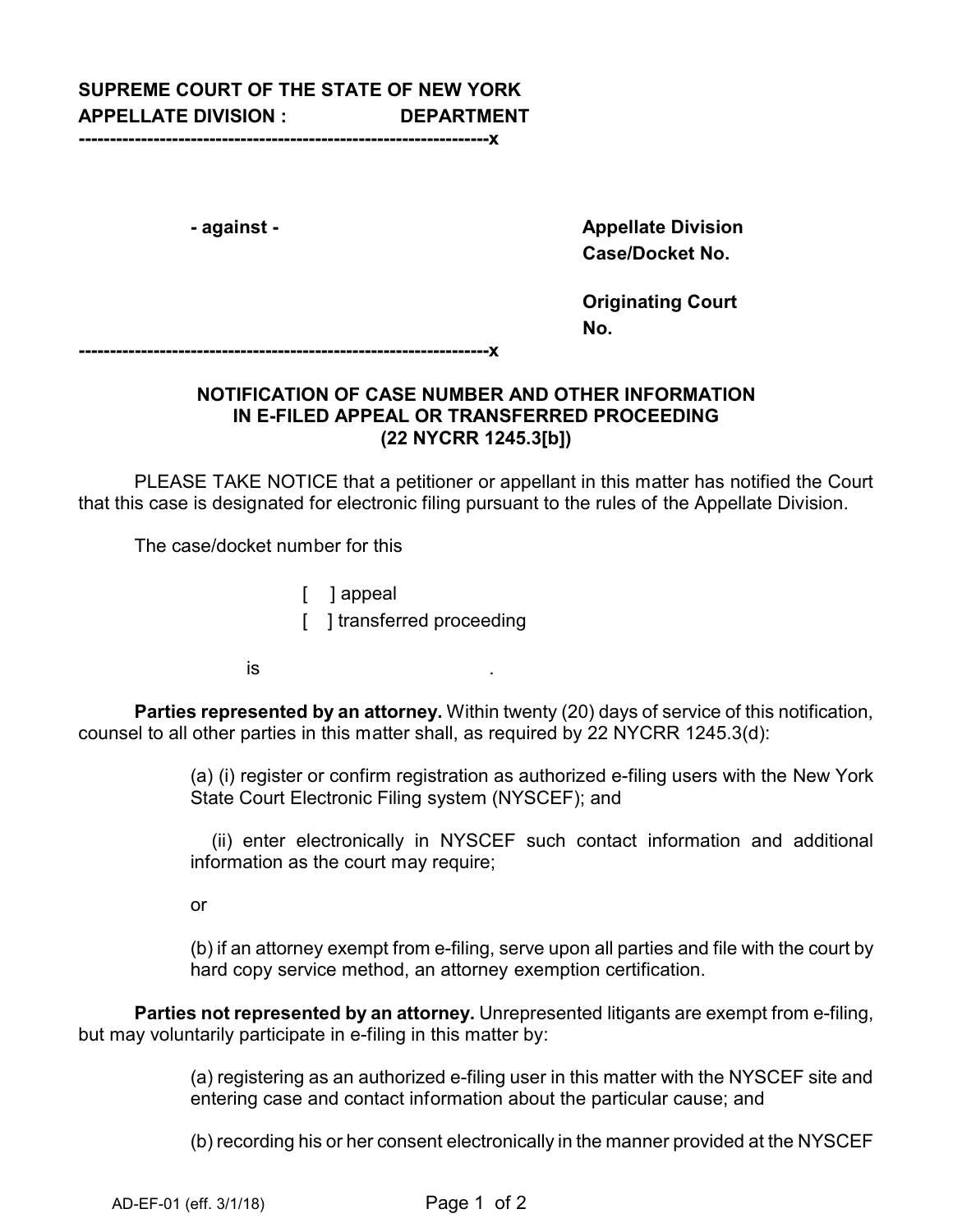**SUPREME COURT OF THE STATE OF NEW YORK**
**APPELLATE DIVISION : DEPARTMENT**

-----------------------------------------------------------------x

**- against -**

**Appellate Division Case/Docket No.**

**Originating Court No.**

-----------------------------------------------------------------x

**NOTIFICATION OF CASE NUMBER AND OTHER INFORMATION IN E-FILED APPEAL OR TRANSFERRED PROCEEDING (22 NYCRR 1245.3[b])**

PLEASE TAKE NOTICE that a petitioner or appellant in this matter has notified the Court that this case is designated for electronic filing pursuant to the rules of the Appellate Division.

The case/docket number for this

[ ] appeal
[ ] transferred proceeding

is .

**Parties represented by an attorney.** Within twenty (20) days of service of this notification, counsel to all other parties in this matter shall, as required by 22 NYCRR 1245.3(d):

> (a) (i) register or confirm registration as authorized e-filing users with the New York State Court Electronic Filing system (NYSCEF); and
>
> (ii) enter electronically in NYSCEF such contact information and additional information as the court may require;
>
> or
>
> (b) if an attorney exempt from e-filing, serve upon all parties and file with the court by hard copy service method, an attorney exemption certification.

**Parties not represented by an attorney.** Unrepresented litigants are exempt from e-filing, but may voluntarily participate in e-filing in this matter by:

> (a) registering as an authorized e-filing user in this matter with the NYSCEF site and entering case and contact information about the particular cause; and
>
> (b) recording his or her consent electronically in the manner provided at the NYSCEF

AD-EF-01 (eff. 3/1/18)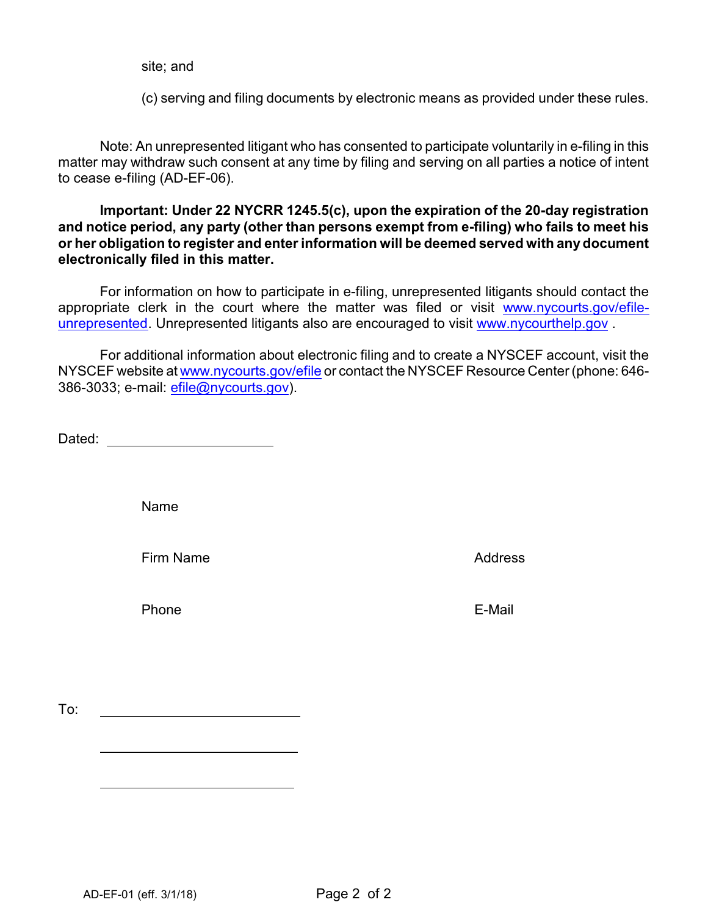site; and

(c) serving and filing documents by electronic means as provided under these rules.

Note: An unrepresented litigant who has consented to participate voluntarily in e-filing in this matter may withdraw such consent at any time by filing and serving on all parties a notice of intent to cease e-filing (AD-EF-06).

**Important: Under 22 NYCRR 1245.5(c), upon the expiration of the 20-day registration and notice period, any party (other than persons exempt from e-filing) who fails to meet his or her obligation to register and enter information will be deemed served with any document electronically filed in this matter.**

For information on how to participate in e-filing, unrepresented litigants should contact the appropriate clerk in the court where the matter was filed or visit www.nycourts.gov/efile-unrepresented. Unrepresented litigants also are encouraged to visit www.nycourthelp.gov .

For additional information about electronic filing and to create a NYSCEF account, visit the NYSCEF website at www.nycourts.gov/efile or contact the NYSCEF Resource Center (phone: 646-386-3033; e-mail: efile@nycourts.gov).

Dated: ____________________

Name

Firm Name

Address

Phone

E-Mail

To: ____________________

____________________

____________________

AD-EF-01 (eff. 3/1/18)